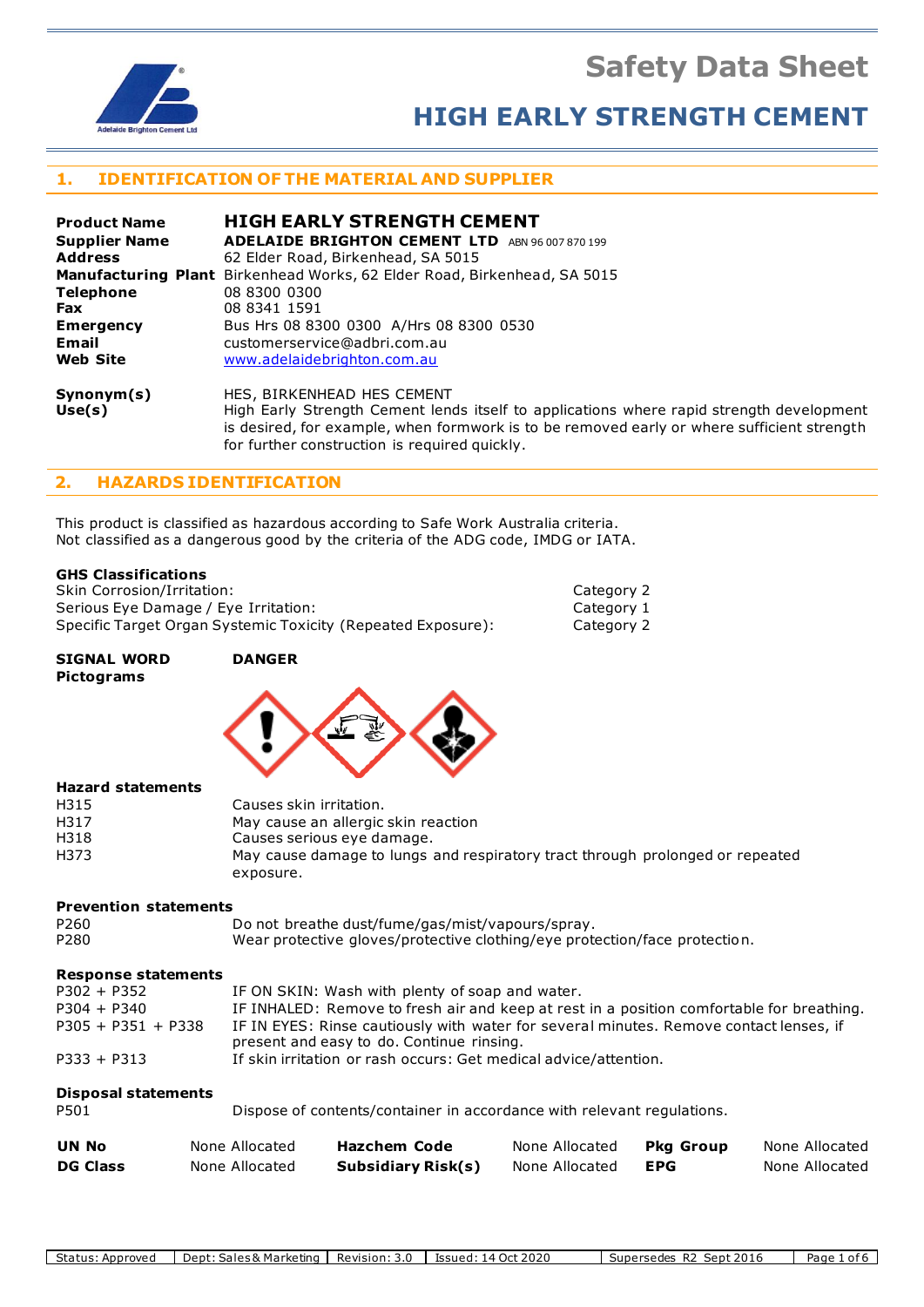# Safety Data Sheet

# HIGH EARLY STRENGTH CEMENT

## 1. IDENTIFICATION OF THE MATERIAL AND SUPPLIER

| | |
|---|---|
| **Product Name** | **HIGH EARLY STRENGTH CEMENT** |
| **Supplier Name** | **ADELAIDE BRIGHTON CEMENT LTD** ABN 96 007 870 199 |
| **Address** | 62 Elder Road, Birkenhead, SA 5015 |
| **Manufacturing Plant** | Birkenhead Works, 62 Elder Road, Birkenhead, SA 5015 |
| **Telephone** | 08 8300 0300 |
| **Fax** | 08 8341 1591 |
| **Emergency** | Bus Hrs 08 8300 0300 A/Hrs 08 8300 0530 |
| **Email** | customerservice@adbri.com.au |
| **Web Site** | www.adelaidebrighton.com.au |

| | |
|---|---|
| **Synonym(s)** | HES, BIRKENHEAD HES CEMENT |
| **Use(s)** | High Early Strength Cement lends itself to applications where rapid strength development is desired, for example, when formwork is to be removed early or where sufficient strength for further construction is required quickly. |

## 2. HAZARDS IDENTIFICATION

This product is classified as hazardous according to Safe Work Australia criteria.
Not classified as a dangerous good by the criteria of the ADG code, IMDG or IATA.

**GHS Classifications**

| | |
|---|---|
| Skin Corrosion/Irritation: | Category 2 |
| Serious Eye Damage / Eye Irritation: | Category 1 |
| Specific Target Organ Systemic Toxicity (Repeated Exposure): | Category 2 |

**SIGNAL WORD** **DANGER**

**Pictograms**

**Hazard statements**

| | |
|---|---|
| H315 | Causes skin irritation. |
| H317 | May cause an allergic skin reaction |
| H318 | Causes serious eye damage. |
| H373 | May cause damage to lungs and respiratory tract through prolonged or repeated exposure. |

**Prevention statements**

| | |
|---|---|
| P260 | Do not breathe dust/fume/gas/mist/vapours/spray. |
| P280 | Wear protective gloves/protective clothing/eye protection/face protection. |

**Response statements**

| | |
|---|---|
| P302 + P352 | IF ON SKIN: Wash with plenty of soap and water. |
| P304 + P340 | IF INHALED: Remove to fresh air and keep at rest in a position comfortable for breathing. |
| P305 + P351 + P338 | IF IN EYES: Rinse cautiously with water for several minutes. Remove contact lenses, if present and easy to do. Continue rinsing. |
| P333 + P313 | If skin irritation or rash occurs: Get medical advice/attention. |

**Disposal statements**

| | |
|---|---|
| P501 | Dispose of contents/container in accordance with relevant regulations. |

| | | | | | |
|---|---|---|---|---|---|
| **UN No** | None Allocated | **Hazchem Code** | None Allocated | **Pkg Group** | None Allocated |
| **DG Class** | None Allocated | **Subsidiary Risk(s)** | None Allocated | **EPG** | None Allocated |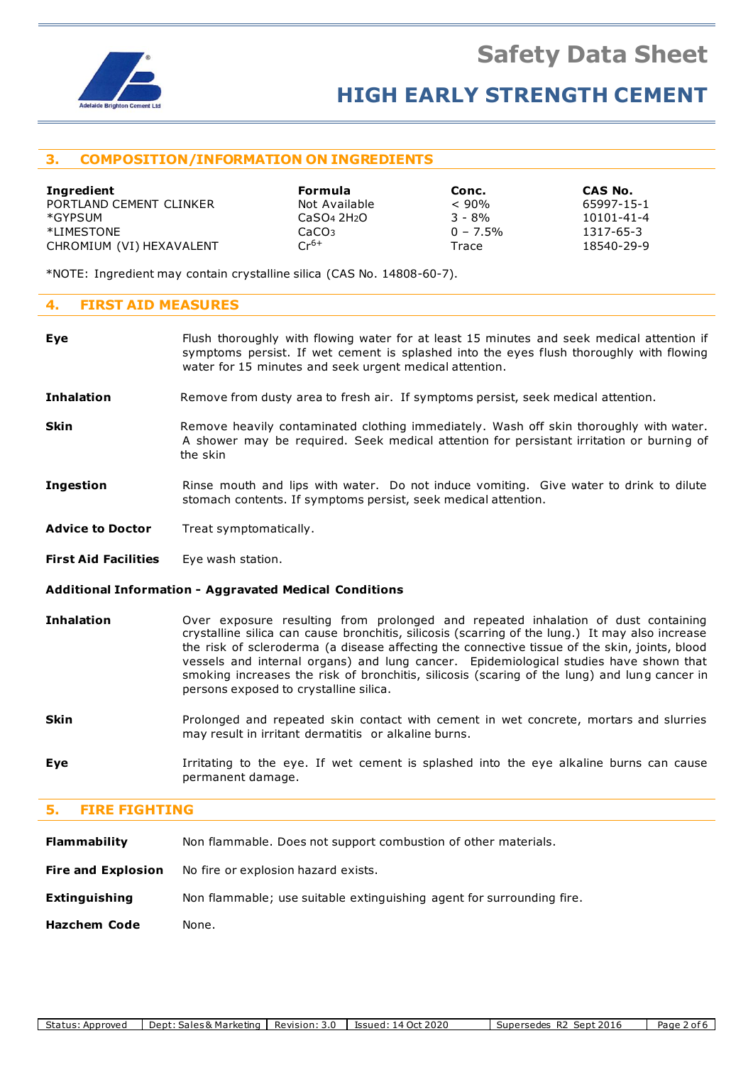## 3. COMPOSITION/INFORMATION ON INGREDIENTS

| Ingredient | Formula | Conc. | CAS No. |
|---|---|---|---|
| PORTLAND CEMENT CLINKER | Not Available | < 90% | 65997-15-1 |
| *GYPSUM | $CaSO_4$ $2H_2O$ | 3 - 8% | 10101-41-4 |
| *LIMESTONE | $CaCO_3$ | 0 – 7.5% | 1317-65-3 |
| CHROMIUM (VI) HEXAVALENT | $Cr^{6+}$ | Trace | 18540-29-9 |

*NOTE: Ingredient may contain crystalline silica (CAS No. 14808-60-7).

## 4. FIRST AID MEASURES

**Eye** Flush thoroughly with flowing water for at least 15 minutes and seek medical attention if symptoms persist. If wet cement is splashed into the eyes flush thoroughly with flowing water for 15 minutes and seek urgent medical attention.

**Inhalation** Remove from dusty area to fresh air. If symptoms persist, seek medical attention.

**Skin** Remove heavily contaminated clothing immediately. Wash off skin thoroughly with water. A shower may be required. Seek medical attention for persistant irritation or burning of the skin

**Ingestion** Rinse mouth and lips with water. Do not induce vomiting. Give water to drink to dilute stomach contents. If symptoms persist, seek medical attention.

**Advice to Doctor** Treat symptomatically.

**First Aid Facilities** Eye wash station.

### Additional Information - Aggravated Medical Conditions

**Inhalation** Over exposure resulting from prolonged and repeated inhalation of dust containing crystalline silica can cause bronchitis, silicosis (scarring of the lung.) It may also increase the risk of scleroderma (a disease affecting the connective tissue of the skin, joints, blood vessels and internal organs) and lung cancer. Epidemiological studies have shown that smoking increases the risk of bronchitis, silicosis (scaring of the lung) and lung cancer in persons exposed to crystalline silica.

**Skin** Prolonged and repeated skin contact with cement in wet concrete, mortars and slurries may result in irritant dermatitis or alkaline burns.

**Eye** Irritating to the eye. If wet cement is splashed into the eye alkaline burns can cause permanent damage.

## 5. FIRE FIGHTING

**Flammability** Non flammable. Does not support combustion of other materials.

**Fire and Explosion** No fire or explosion hazard exists.

**Extinguishing** Non flammable; use suitable extinguishing agent for surrounding fire.

**Hazchem Code** None.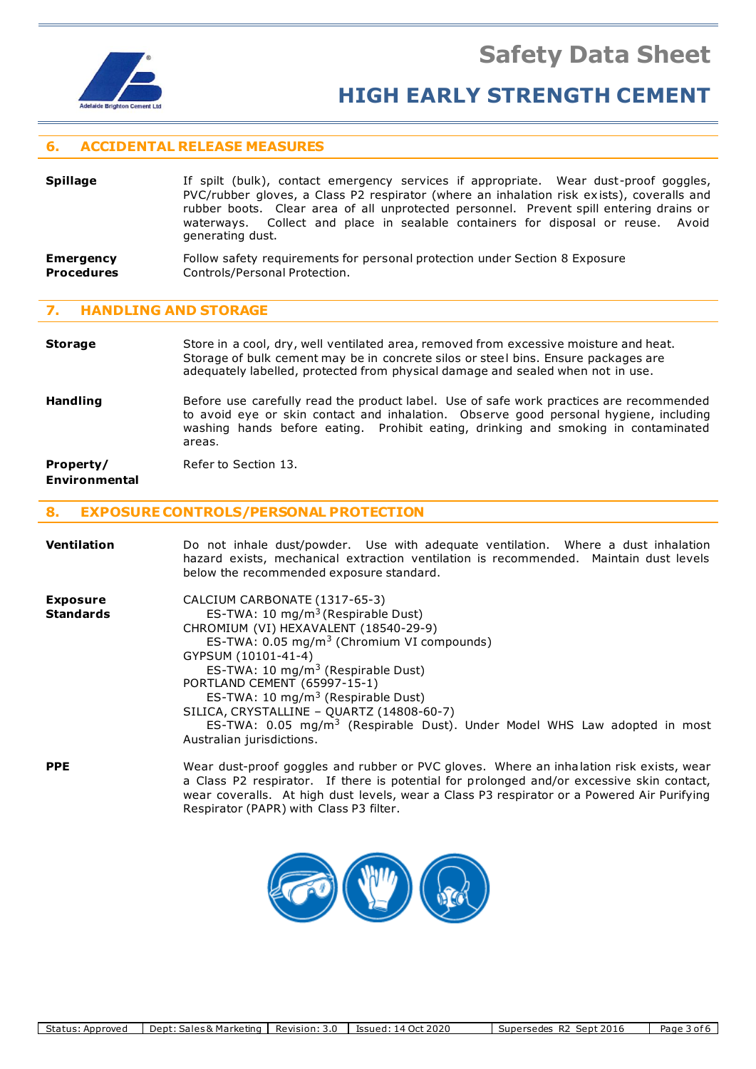## 6. ACCIDENTAL RELEASE MEASURES

**Spillage** If spilt (bulk), contact emergency services if appropriate. Wear dust-proof goggles, PVC/rubber gloves, a Class P2 respirator (where an inhalation risk exists), coveralls and rubber boots. Clear area of all unprotected personnel. Prevent spill entering drains or waterways. Collect and place in sealable containers for disposal or reuse. Avoid generating dust.

**Emergency Procedures** Follow safety requirements for personal protection under Section 8 Exposure Controls/Personal Protection.

## 7. HANDLING AND STORAGE

**Storage** Store in a cool, dry, well ventilated area, removed from excessive moisture and heat. Storage of bulk cement may be in concrete silos or steel bins. Ensure packages are adequately labelled, protected from physical damage and sealed when not in use.

**Handling** Before use carefully read the product label. Use of safe work practices are recommended to avoid eye or skin contact and inhalation. Observe good personal hygiene, including washing hands before eating. Prohibit eating, drinking and smoking in contaminated areas.

**Property/ Environmental** Refer to Section 13.

## 8. EXPOSURE CONTROLS/PERSONAL PROTECTION

**Ventilation** Do not inhale dust/powder. Use with adequate ventilation. Where a dust inhalation hazard exists, mechanical extraction ventilation is recommended. Maintain dust levels below the recommended exposure standard.

**Exposure Standards**

CALCIUM CARBONATE (1317-65-3)
ES-TWA: 10 mg/m$^3$ (Respirable Dust)
CHROMIUM (VI) HEXAVALENT (18540-29-9)
ES-TWA: 0.05 mg/m$^3$ (Chromium VI compounds)
GYPSUM (10101-41-4)
ES-TWA: 10 mg/m$^3$ (Respirable Dust)
PORTLAND CEMENT (65997-15-1)
ES-TWA: 10 mg/m$^3$ (Respirable Dust)
SILICA, CRYSTALLINE – QUARTZ (14808-60-7)
ES-TWA: 0.05 mg/m$^3$ (Respirable Dust). Under Model WHS Law adopted in most Australian jurisdictions.

**PPE** Wear dust-proof goggles and rubber or PVC gloves. Where an inhalation risk exists, wear a Class P2 respirator. If there is potential for prolonged and/or excessive skin contact, wear coveralls. At high dust levels, wear a Class P3 respirator or a Powered Air Purifying Respirator (PAPR) with Class P3 filter.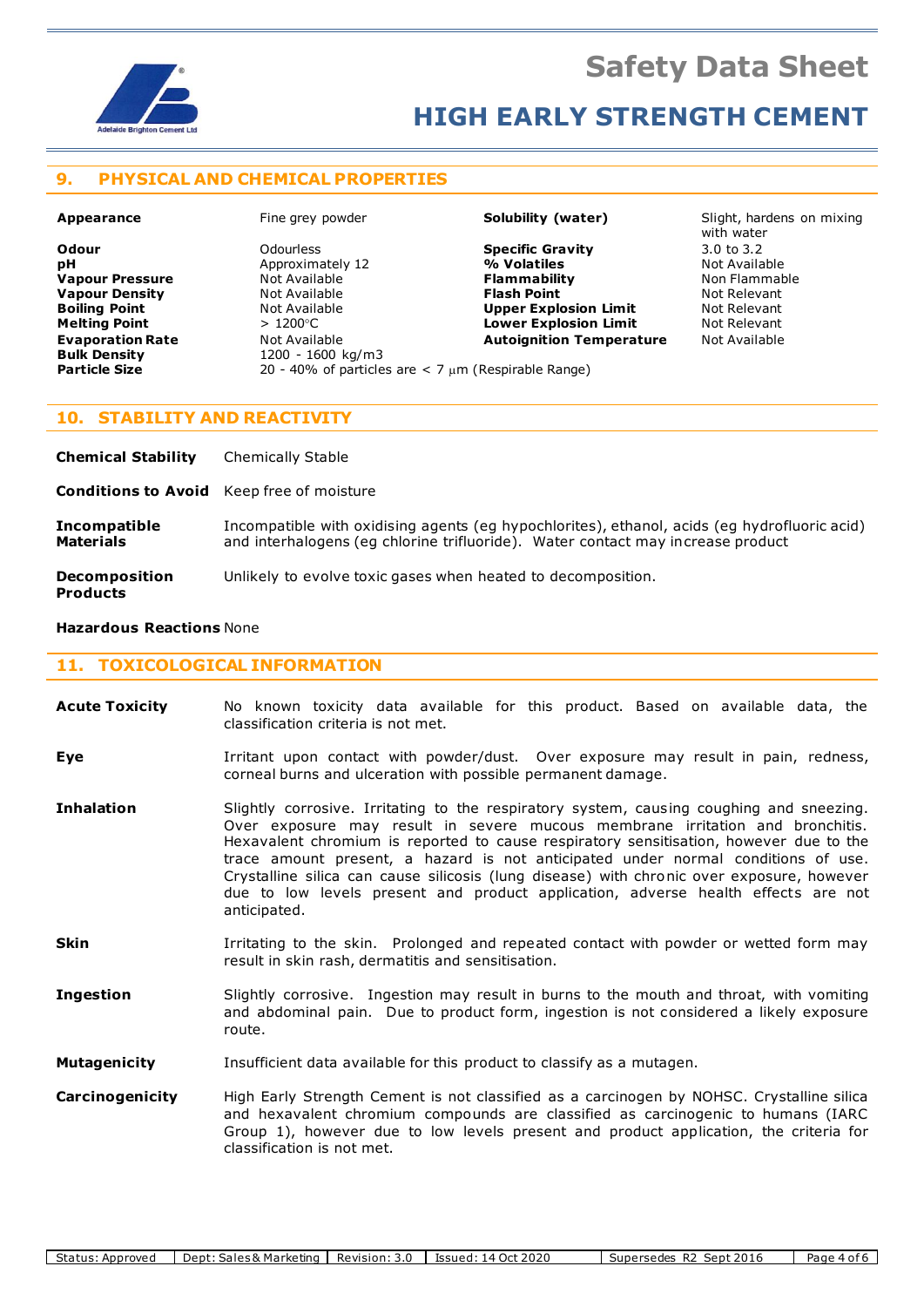## 9. PHYSICAL AND CHEMICAL PROPERTIES

| | | | |
|---|---|---|---|
| **Appearance** | Fine grey powder | **Solubility (water)** | Slight, hardens on mixing with water |
| **Odour** | Odourless | **Specific Gravity** | 3.0 to 3.2 |
| **pH** | Approximately 12 | **% Volatiles** | Not Available |
| **Vapour Pressure** | Not Available | **Flammability** | Non Flammable |
| **Vapour Density** | Not Available | **Flash Point** | Not Relevant |
| **Boiling Point** | Not Available | **Upper Explosion Limit** | Not Relevant |
| **Melting Point** | > 1200°C | **Lower Explosion Limit** | Not Relevant |
| **Evaporation Rate** | Not Available | **Autoignition Temperature** | Not Available |
| **Bulk Density** | 1200 - 1600 kg/m3 | | |
| **Particle Size** | 20 - 40% of particles are < 7 µm (Respirable Range) | | |

## 10. STABILITY AND REACTIVITY

**Chemical Stability** Chemically Stable

**Conditions to Avoid** Keep free of moisture

**Incompatible Materials** Incompatible with oxidising agents (eg hypochlorites), ethanol, acids (eg hydrofluoric acid) and interhalogens (eg chlorine trifluoride). Water contact may increase product

**Decomposition Products** Unlikely to evolve toxic gases when heated to decomposition.

**Hazardous Reactions** None

## 11. TOXICOLOGICAL INFORMATION

**Acute Toxicity** No known toxicity data available for this product. Based on available data, the classification criteria is not met.

**Eye** Irritant upon contact with powder/dust. Over exposure may result in pain, redness, corneal burns and ulceration with possible permanent damage.

**Inhalation** Slightly corrosive. Irritating to the respiratory system, causing coughing and sneezing. Over exposure may result in severe mucous membrane irritation and bronchitis. Hexavalent chromium is reported to cause respiratory sensitisation, however due to the trace amount present, a hazard is not anticipated under normal conditions of use. Crystalline silica can cause silicosis (lung disease) with chronic over exposure, however due to low levels present and product application, adverse health effects are not anticipated.

**Skin** Irritating to the skin. Prolonged and repeated contact with powder or wetted form may result in skin rash, dermatitis and sensitisation.

**Ingestion** Slightly corrosive. Ingestion may result in burns to the mouth and throat, with vomiting and abdominal pain. Due to product form, ingestion is not considered a likely exposure route.

**Mutagenicity** Insufficient data available for this product to classify as a mutagen.

**Carcinogenicity** High Early Strength Cement is not classified as a carcinogen by NOHSC. Crystalline silica and hexavalent chromium compounds are classified as carcinogenic to humans (IARC Group 1), however due to low levels present and product application, the criteria for classification is not met.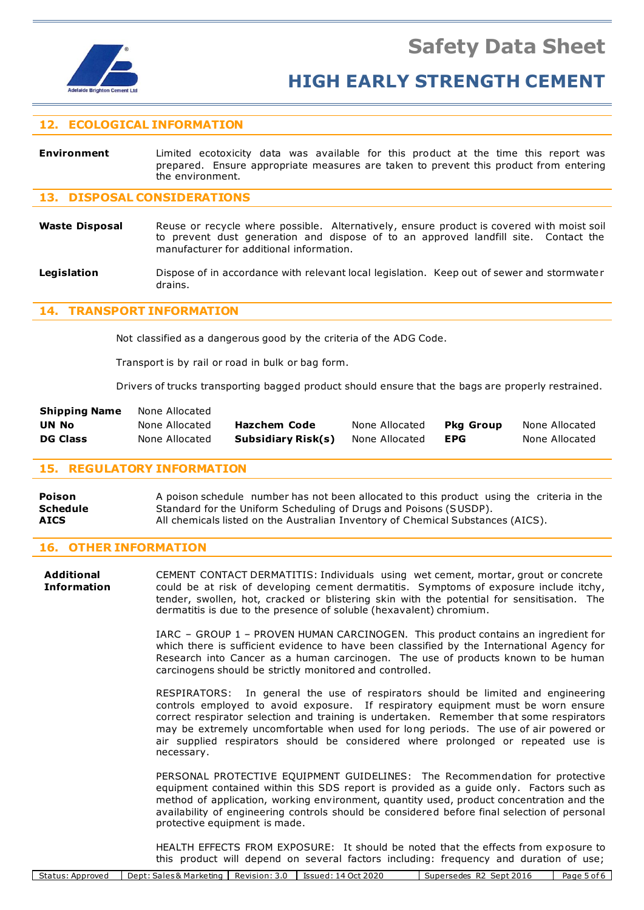## 12. ECOLOGICAL INFORMATION

**Environment** Limited ecotoxicity data was available for this product at the time this report was prepared. Ensure appropriate measures are taken to prevent this product from entering the environment.

## 13. DISPOSAL CONSIDERATIONS

**Waste Disposal** Reuse or recycle where possible. Alternatively, ensure product is covered with moist soil to prevent dust generation and dispose of to an approved landfill site. Contact the manufacturer for additional information.

**Legislation** Dispose of in accordance with relevant local legislation. Keep out of sewer and stormwater drains.

## 14. TRANSPORT INFORMATION

Not classified as a dangerous good by the criteria of the ADG Code.

Transport is by rail or road in bulk or bag form.

Drivers of trucks transporting bagged product should ensure that the bags are properly restrained.

| | | | | | |
|---|---|---|---|---|---|
| **Shipping Name** | None Allocated | | | | |
| **UN No** | None Allocated | **Hazchem Code** | None Allocated | **Pkg Group** | None Allocated |
| **DG Class** | None Allocated | **Subsidiary Risk(s)** | None Allocated | **EPG** | None Allocated |

## 15. REGULATORY INFORMATION

**Poison Schedule** A poison schedule number has not been allocated to this product using the criteria in the Standard for the Uniform Scheduling of Drugs and Poisons (SUSDP).

**AICS** All chemicals listed on the Australian Inventory of Chemical Substances (AICS).

## 16. OTHER INFORMATION

**Additional Information**

CEMENT CONTACT DERMATITIS: Individuals using wet cement, mortar, grout or concrete could be at risk of developing cement dermatitis. Symptoms of exposure include itchy, tender, swollen, hot, cracked or blistering skin with the potential for sensitisation. The dermatitis is due to the presence of soluble (hexavalent) chromium.

IARC – GROUP 1 – PROVEN HUMAN CARCINOGEN. This product contains an ingredient for which there is sufficient evidence to have been classified by the International Agency for Research into Cancer as a human carcinogen. The use of products known to be human carcinogens should be strictly monitored and controlled.

RESPIRATORS: In general the use of respirators should be limited and engineering controls employed to avoid exposure. If respiratory equipment must be worn ensure correct respirator selection and training is undertaken. Remember that some respirators may be extremely uncomfortable when used for long periods. The use of air powered or air supplied respirators should be considered where prolonged or repeated use is necessary.

PERSONAL PROTECTIVE EQUIPMENT GUIDELINES: The Recommendation for protective equipment contained within this SDS report is provided as a guide only. Factors such as method of application, working environment, quantity used, product concentration and the availability of engineering controls should be considered before final selection of personal protective equipment is made.

HEALTH EFFECTS FROM EXPOSURE: It should be noted that the effects from exposure to this product will depend on several factors including: frequency and duration of use;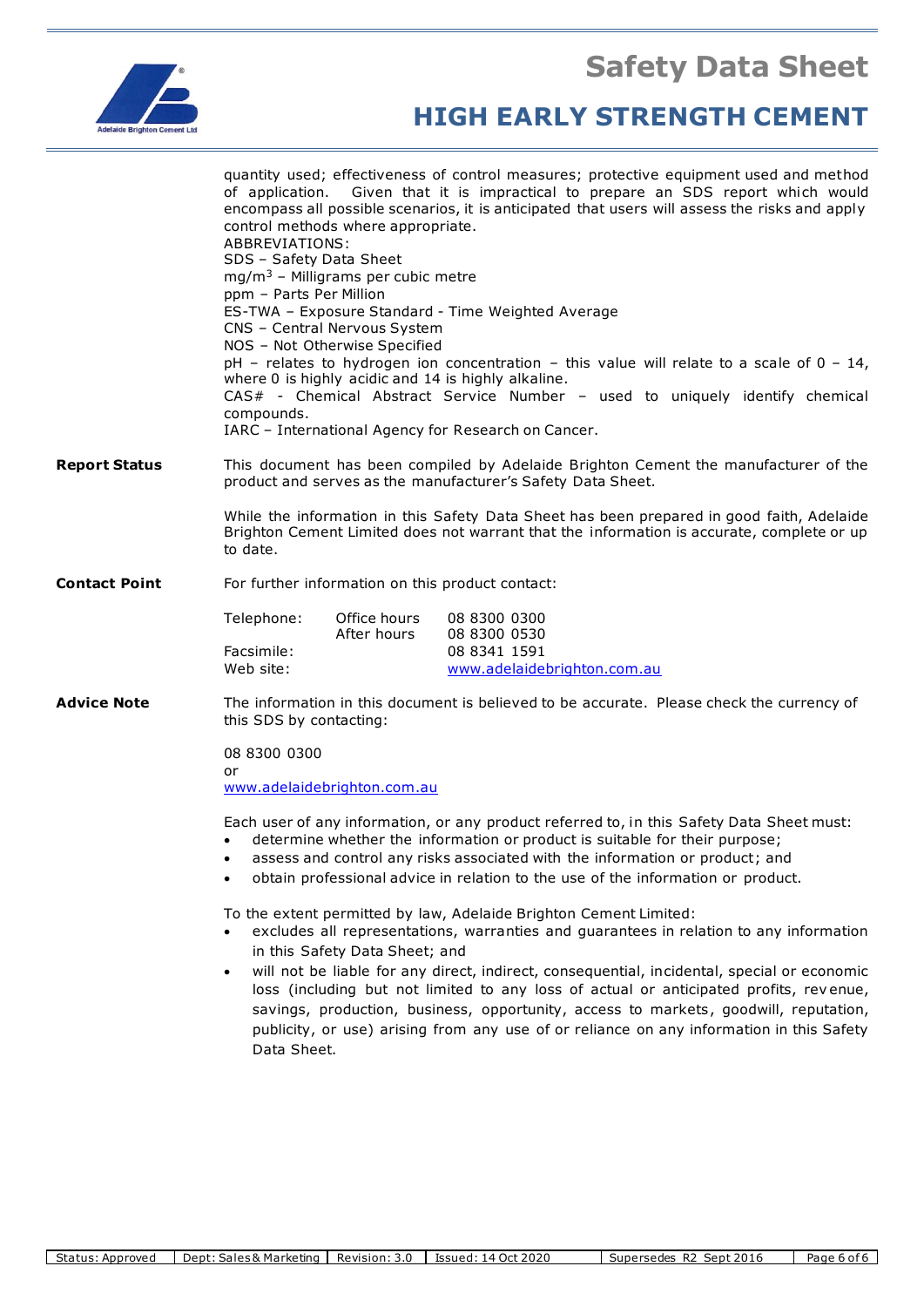quantity used; effectiveness of control measures; protective equipment used and method of application. Given that it is impractical to prepare an SDS report which would encompass all possible scenarios, it is anticipated that users will assess the risks and apply control methods where appropriate.

ABBREVIATIONS:
SDS – Safety Data Sheet
$mg/m^3$ – Milligrams per cubic metre
ppm – Parts Per Million
ES-TWA – Exposure Standard - Time Weighted Average
CNS – Central Nervous System
NOS – Not Otherwise Specified
pH – relates to hydrogen ion concentration – this value will relate to a scale of 0 – 14, where 0 is highly acidic and 14 is highly alkaline.
CAS# - Chemical Abstract Service Number – used to uniquely identify chemical compounds.
IARC – International Agency for Research on Cancer.

**Report Status**

This document has been compiled by Adelaide Brighton Cement the manufacturer of the product and serves as the manufacturer's Safety Data Sheet.

While the information in this Safety Data Sheet has been prepared in good faith, Adelaide Brighton Cement Limited does not warrant that the information is accurate, complete or up to date.

**Contact Point**

For further information on this product contact:

| | | |
|---|---|---|
| Telephone: | Office hours | 08 8300 0300 |
| | After hours | 08 8300 0530 |
| Facsimile: | | 08 8341 1591 |
| Web site: | | www.adelaidebrighton.com.au |

**Advice Note**

The information in this document is believed to be accurate. Please check the currency of this SDS by contacting:

08 8300 0300
or
www.adelaidebrighton.com.au

Each user of any information, or any product referred to, in this Safety Data Sheet must:

- determine whether the information or product is suitable for their purpose;
- assess and control any risks associated with the information or product; and
- obtain professional advice in relation to the use of the information or product.

To the extent permitted by law, Adelaide Brighton Cement Limited:

- excludes all representations, warranties and guarantees in relation to any information in this Safety Data Sheet; and
- will not be liable for any direct, indirect, consequential, incidental, special or economic loss (including but not limited to any loss of actual or anticipated profits, revenue, savings, production, business, opportunity, access to markets, goodwill, reputation, publicity, or use) arising from any use of or reliance on any information in this Safety Data Sheet.